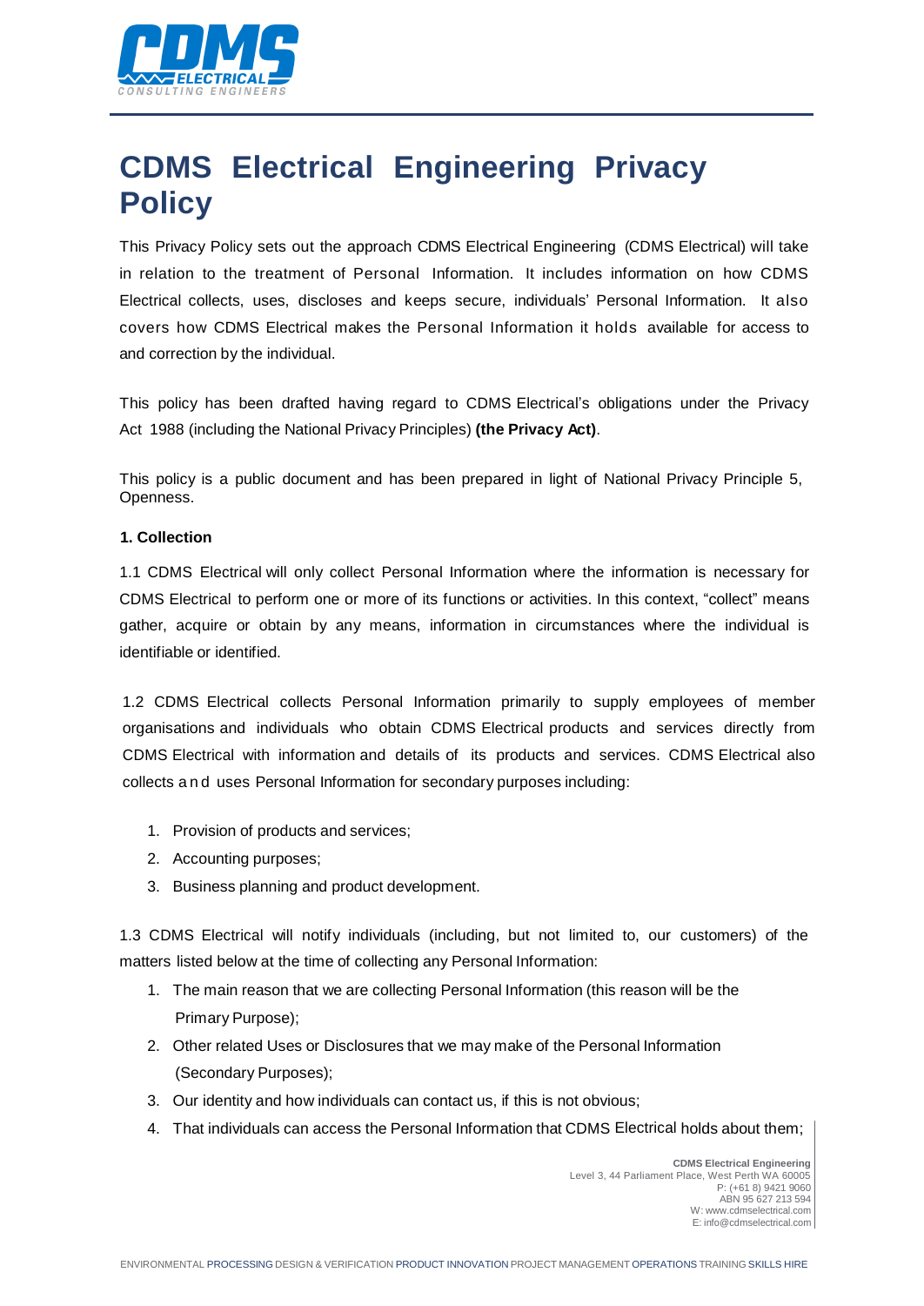# CDMS Electrical Engineering Privacy Policy

This Privacy Policy sets out the approach CDMS Electrical Engineering (CDMS Electrical) will take in relation to the treatment of Personal Information. It includes information on how CDMS Electrical collects, uses, discloses and keeps secure, individuals' Personal Information. It also covers how CDMS Electrical makes the Personal Information it holds available for access to and correction by the individual.

This policy has been drafted having regard to CDMS Electrical's obligations under the Privacy Act 1988 (including the National Privacy Principles) **(the Privacy Act)**.

This policy is a public document and has been prepared in light of National Privacy Principle 5, Openness.

**1. Collection**

1.1 CDMS Electrical will only collect Personal Information where the information is necessary for CDMS Electrical to perform one or more of its functions or activities. In this context, "collect" means gather, acquire or obtain by any means, information in circumstances where the individual is identifiable or identified.

1.2 CDMS Electrical collects Personal Information primarily to supply employees of member organisations and individuals who obtain CDMS Electrical products and services directly from CDMS Electrical with information and details of its products and services. CDMS Electrical also collects and uses Personal Information for secondary purposes including:

1. Provision of products and services;
2. Accounting purposes;
3. Business planning and product development.

1.3 CDMS Electrical will notify individuals (including, but not limited to, our customers) of the matters listed below at the time of collecting any Personal Information:

1. The main reason that we are collecting Personal Information (this reason will be the Primary Purpose);
2. Other related Uses or Disclosures that we may make of the Personal Information (Secondary Purposes);
3. Our identity and how individuals can contact us, if this is not obvious;
4. That individuals can access the Personal Information that CDMS Electrical holds about them;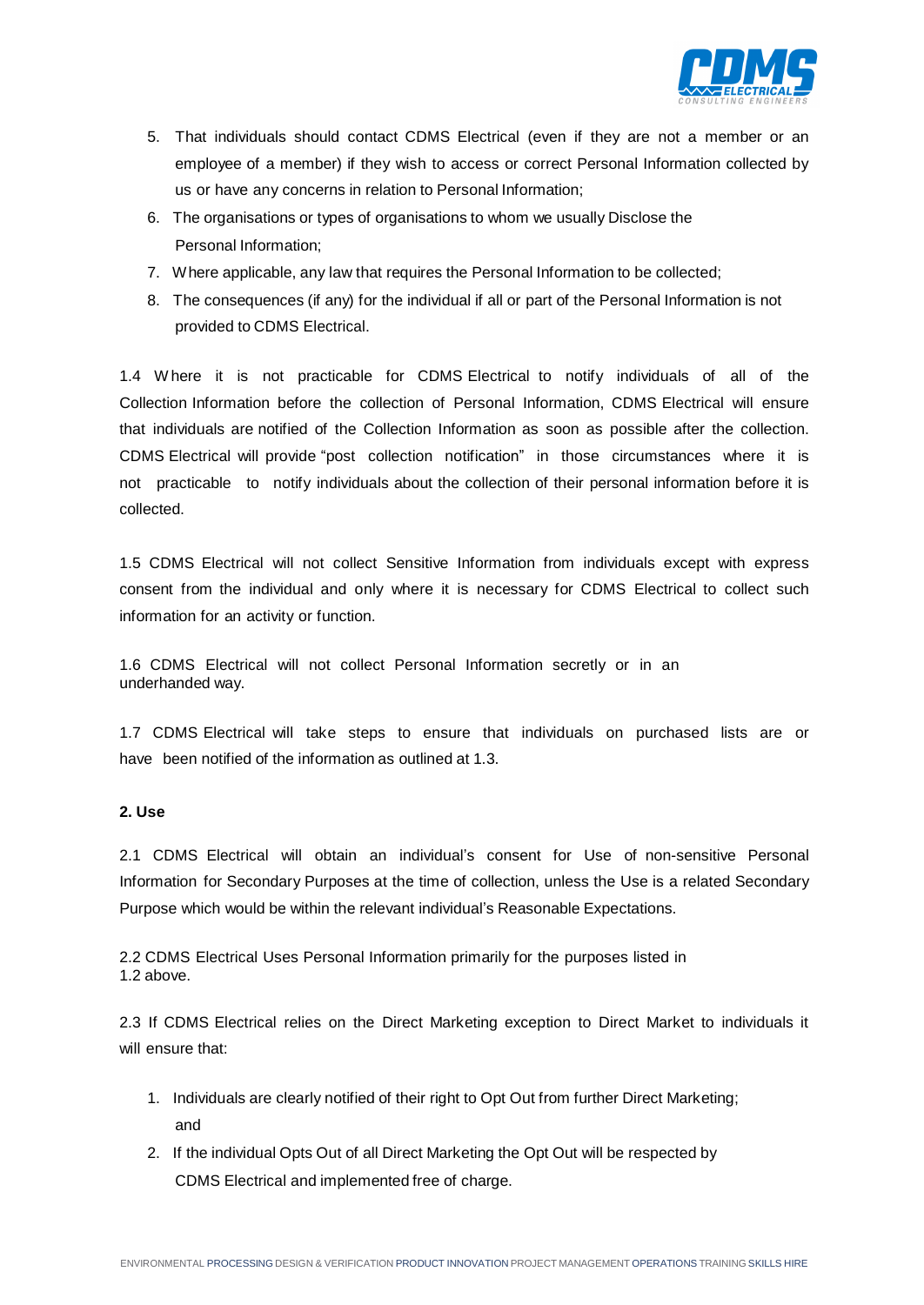5. That individuals should contact CDMS Electrical (even if they are not a member or an employee of a member) if they wish to access or correct Personal Information collected by us or have any concerns in relation to Personal Information;
6. The organisations or types of organisations to whom we usually Disclose the Personal Information;
7. Where applicable, any law that requires the Personal Information to be collected;
8. The consequences (if any) for the individual if all or part of the Personal Information is not provided to CDMS Electrical.

1.4 Where it is not practicable for CDMS Electrical to notify individuals of all of the Collection Information before the collection of Personal Information, CDMS Electrical will ensure that individuals are notified of the Collection Information as soon as possible after the collection. CDMS Electrical will provide "post collection notification" in those circumstances where it is not practicable to notify individuals about the collection of their personal information before it is collected.

1.5 CDMS Electrical will not collect Sensitive Information from individuals except with express consent from the individual and only where it is necessary for CDMS Electrical to collect such information for an activity or function.

1.6 CDMS Electrical will not collect Personal Information secretly or in an underhanded way.

1.7 CDMS Electrical will take steps to ensure that individuals on purchased lists are or have been notified of the information as outlined at 1.3.

**2. Use**

2.1 CDMS Electrical will obtain an individual's consent for Use of non-sensitive Personal Information for Secondary Purposes at the time of collection, unless the Use is a related Secondary Purpose which would be within the relevant individual's Reasonable Expectations.

2.2 CDMS Electrical Uses Personal Information primarily for the purposes listed in 1.2 above.

2.3 If CDMS Electrical relies on the Direct Marketing exception to Direct Market to individuals it will ensure that:

1. Individuals are clearly notified of their right to Opt Out from further Direct Marketing; and
2. If the individual Opts Out of all Direct Marketing the Opt Out will be respected by CDMS Electrical and implemented free of charge.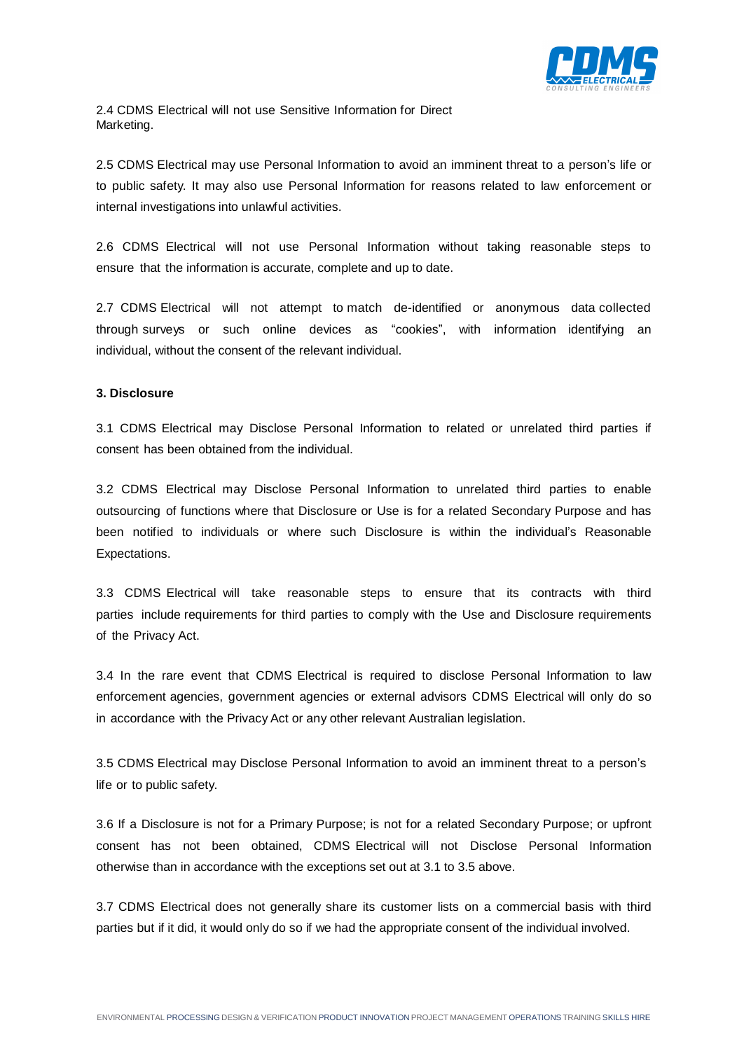2.4 CDMS Electrical will not use Sensitive Information for Direct Marketing.

2.5 CDMS Electrical may use Personal Information to avoid an imminent threat to a person's life or to public safety. It may also use Personal Information for reasons related to law enforcement or internal investigations into unlawful activities.

2.6 CDMS Electrical will not use Personal Information without taking reasonable steps to ensure that the information is accurate, complete and up to date.

2.7 CDMS Electrical will not attempt to match de-identified or anonymous data collected through surveys or such online devices as "cookies", with information identifying an individual, without the consent of the relevant individual.

**3. Disclosure**

3.1 CDMS Electrical may Disclose Personal Information to related or unrelated third parties if consent has been obtained from the individual.

3.2 CDMS Electrical may Disclose Personal Information to unrelated third parties to enable outsourcing of functions where that Disclosure or Use is for a related Secondary Purpose and has been notified to individuals or where such Disclosure is within the individual's Reasonable Expectations.

3.3 CDMS Electrical will take reasonable steps to ensure that its contracts with third parties include requirements for third parties to comply with the Use and Disclosure requirements of the Privacy Act.

3.4 In the rare event that CDMS Electrical is required to disclose Personal Information to law enforcement agencies, government agencies or external advisors CDMS Electrical will only do so in accordance with the Privacy Act or any other relevant Australian legislation.

3.5 CDMS Electrical may Disclose Personal Information to avoid an imminent threat to a person's life or to public safety.

3.6 If a Disclosure is not for a Primary Purpose; is not for a related Secondary Purpose; or upfront consent has not been obtained, CDMS Electrical will not Disclose Personal Information otherwise than in accordance with the exceptions set out at 3.1 to 3.5 above.

3.7 CDMS Electrical does not generally share its customer lists on a commercial basis with third parties but if it did, it would only do so if we had the appropriate consent of the individual involved.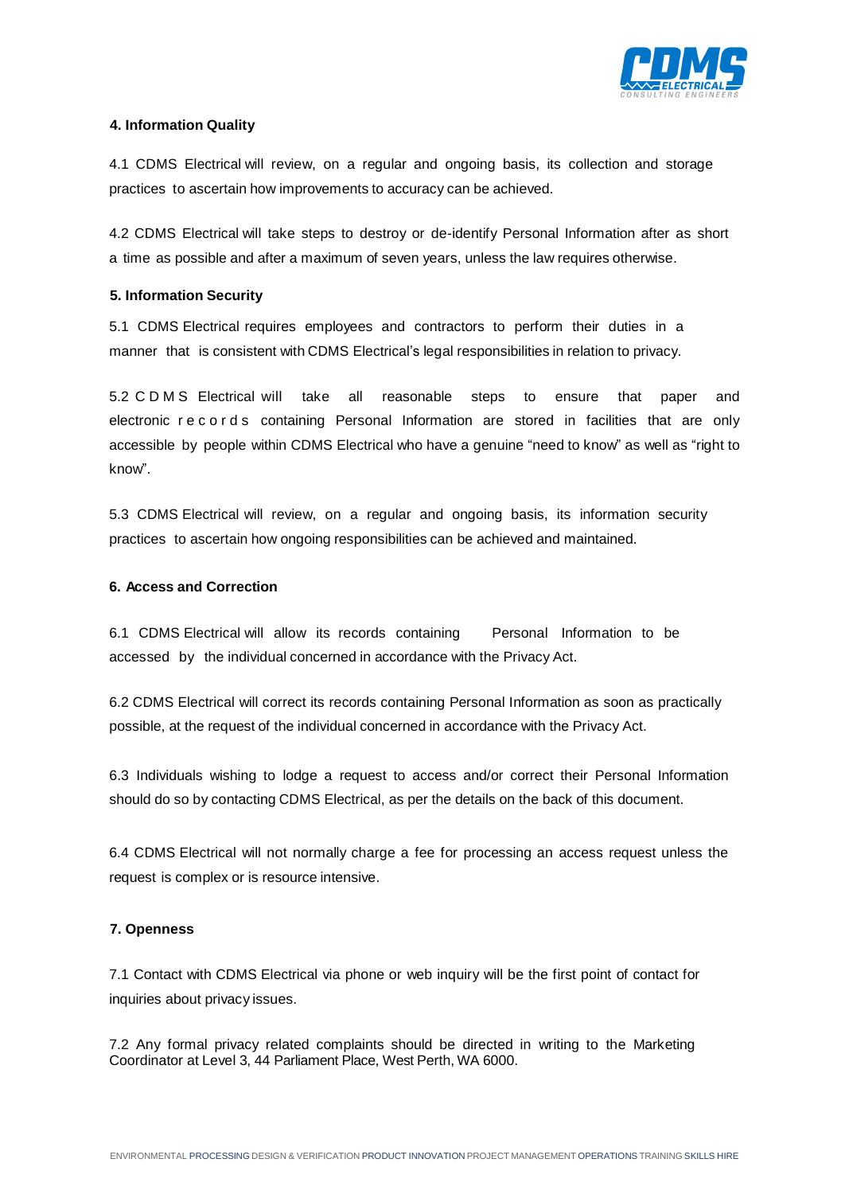### 4. Information Quality

4.1 CDMS Electrical will review, on a regular and ongoing basis, its collection and storage practices to ascertain how improvements to accuracy can be achieved.

4.2 CDMS Electrical will take steps to destroy or de-identify Personal Information after as short a time as possible and after a maximum of seven years, unless the law requires otherwise.

### 5. Information Security

5.1 CDMS Electrical requires employees and contractors to perform their duties in a manner that is consistent with CDMS Electrical's legal responsibilities in relation to privacy.

5.2 CDMS Electrical will take all reasonable steps to ensure that paper and electronic records containing Personal Information are stored in facilities that are only accessible by people within CDMS Electrical who have a genuine "need to know" as well as "right to know".

5.3 CDMS Electrical will review, on a regular and ongoing basis, its information security practices to ascertain how ongoing responsibilities can be achieved and maintained.

### 6. Access and Correction

6.1 CDMS Electrical will allow its records containing Personal Information to be accessed by the individual concerned in accordance with the Privacy Act.

6.2 CDMS Electrical will correct its records containing Personal Information as soon as practically possible, at the request of the individual concerned in accordance with the Privacy Act.

6.3 Individuals wishing to lodge a request to access and/or correct their Personal Information should do so by contacting CDMS Electrical, as per the details on the back of this document.

6.4 CDMS Electrical will not normally charge a fee for processing an access request unless the request is complex or is resource intensive.

### 7. Openness

7.1 Contact with CDMS Electrical via phone or web inquiry will be the first point of contact for inquiries about privacy issues.

7.2 Any formal privacy related complaints should be directed in writing to the Marketing Coordinator at Level 3, 44 Parliament Place, West Perth, WA 6000.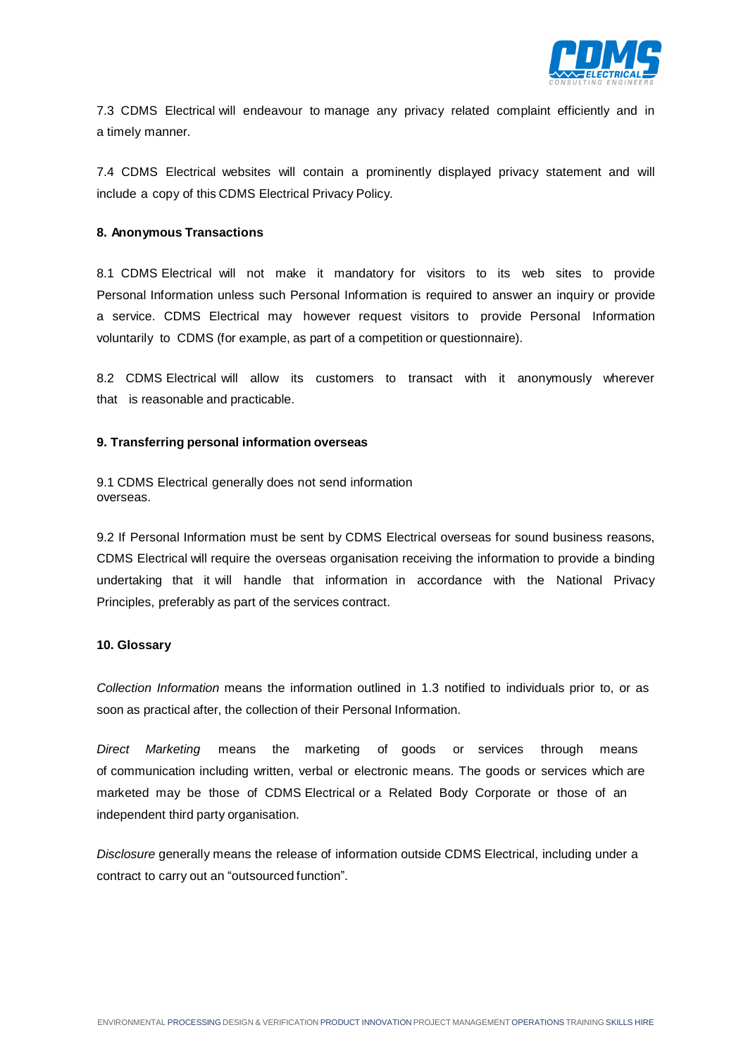7.3 CDMS Electrical will endeavour to manage any privacy related complaint efficiently and in a timely manner.

7.4 CDMS Electrical websites will contain a prominently displayed privacy statement and will include a copy of this CDMS Electrical Privacy Policy.

**8. Anonymous Transactions**

8.1 CDMS Electrical will not make it mandatory for visitors to its web sites to provide Personal Information unless such Personal Information is required to answer an inquiry or provide a service. CDMS Electrical may however request visitors to provide Personal Information voluntarily to CDMS (for example, as part of a competition or questionnaire).

8.2 CDMS Electrical will allow its customers to transact with it anonymously wherever that is reasonable and practicable.

**9. Transferring personal information overseas**

9.1 CDMS Electrical generally does not send information overseas.

9.2 If Personal Information must be sent by CDMS Electrical overseas for sound business reasons, CDMS Electrical will require the overseas organisation receiving the information to provide a binding undertaking that it will handle that information in accordance with the National Privacy Principles, preferably as part of the services contract.

**10. Glossary**

*Collection Information* means the information outlined in 1.3 notified to individuals prior to, or as soon as practical after, the collection of their Personal Information.

*Direct Marketing* means the marketing of goods or services through means of communication including written, verbal or electronic means. The goods or services which are marketed may be those of CDMS Electrical or a Related Body Corporate or those of an independent third party organisation.

*Disclosure* generally means the release of information outside CDMS Electrical, including under a contract to carry out an “outsourced function”.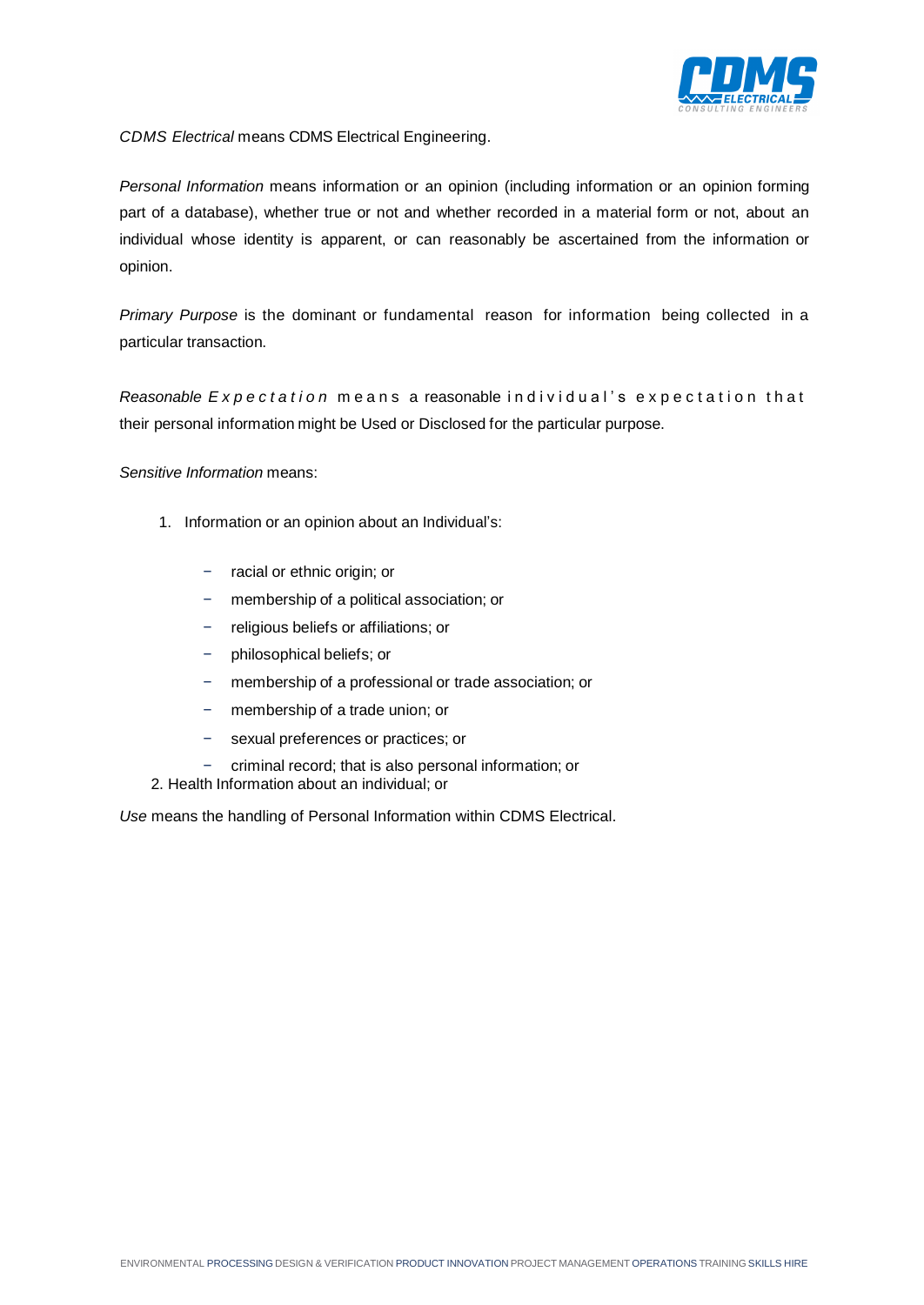*CDMS Electrical* means CDMS Electrical Engineering.

*Personal Information* means information or an opinion (including information or an opinion forming part of a database), whether true or not and whether recorded in a material form or not, about an individual whose identity is apparent, or can reasonably be ascertained from the information or opinion.

*Primary Purpose* is the dominant or fundamental reason for information being collected in a particular transaction.

*Reasonable Expectation* means a reasonable individual's expectation that their personal information might be Used or Disclosed for the particular purpose.

*Sensitive Information* means:

1. Information or an opinion about an Individual's:

   - racial or ethnic origin; or
   - membership of a political association; or
   - religious beliefs or affiliations; or
   - philosophical beliefs; or
   - membership of a professional or trade association; or
   - membership of a trade union; or
   - sexual preferences or practices; or
   - criminal record; that is also personal information; or

2. Health Information about an individual; or

*Use* means the handling of Personal Information within CDMS Electrical.